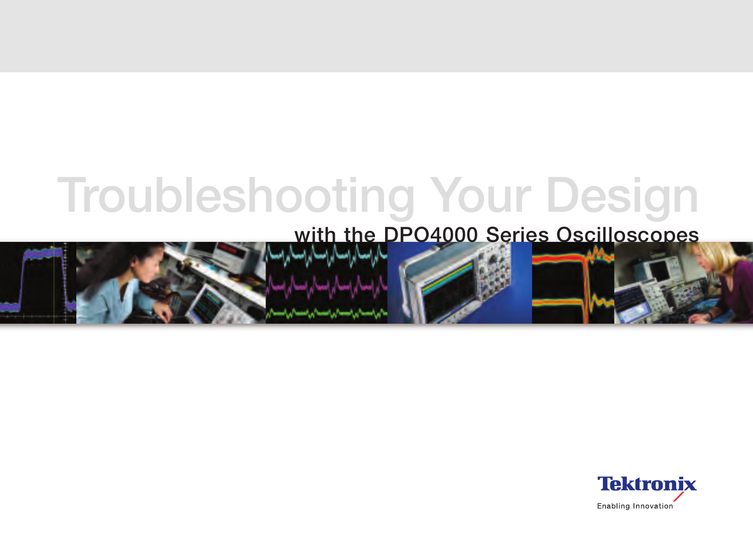# Troubleshooting Your Design

## with the DPO4000 Series Oscilloscopes

Tektronix

Enabling Innovation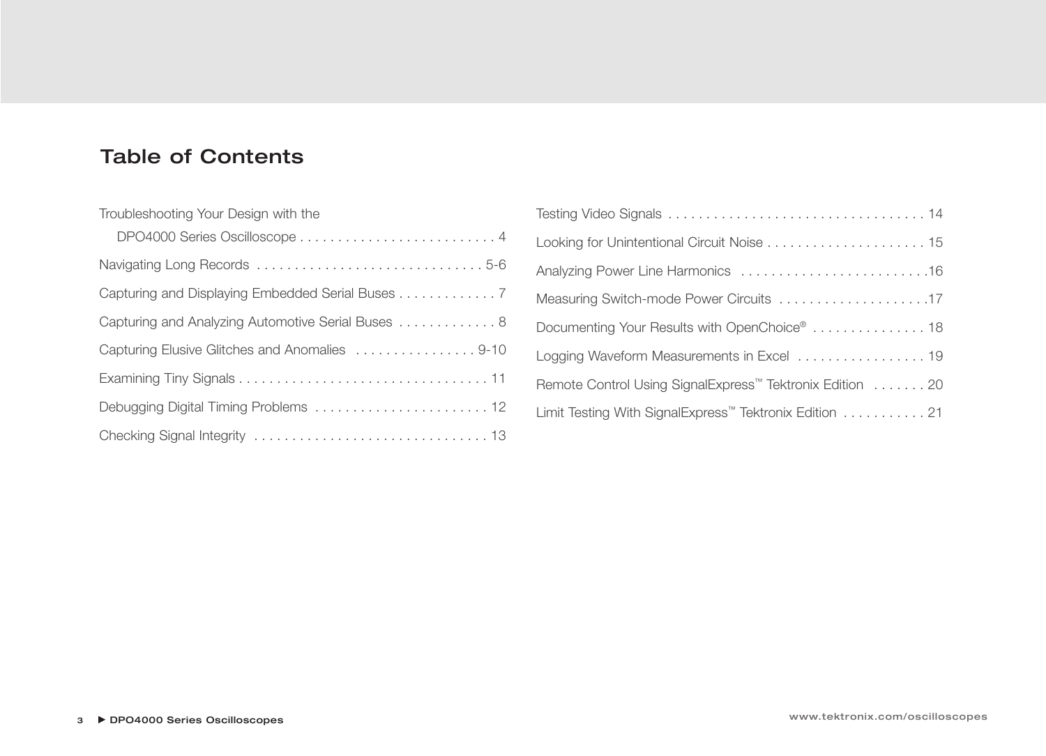## Table of Contents

Troubleshooting Your Design with the DPO4000 Series Oscilloscope . . . . . . . . . . . . . . . . . . . . . . . . . . 4

Navigating Long Records . . . . . . . . . . . . . . . . . . . . . . . . . . . . . . 5-6

Capturing and Displaying Embedded Serial Buses . . . . . . . . . . . . . 7

Capturing and Analyzing Automotive Serial Buses . . . . . . . . . . . . . 8

Capturing Elusive Glitches and Anomalies . . . . . . . . . . . . . . . . 9-10

Examining Tiny Signals . . . . . . . . . . . . . . . . . . . . . . . . . . . . . . . . . 11

Debugging Digital Timing Problems . . . . . . . . . . . . . . . . . . . . . . . 12

Checking Signal Integrity . . . . . . . . . . . . . . . . . . . . . . . . . . . . . . . 13

Testing Video Signals . . . . . . . . . . . . . . . . . . . . . . . . . . . . . . . . . . 14

Looking for Unintentional Circuit Noise . . . . . . . . . . . . . . . . . . . . . 15

Analyzing Power Line Harmonics . . . . . . . . . . . . . . . . . . . . . . . . .16

Measuring Switch-mode Power Circuits . . . . . . . . . . . . . . . . . . . .17

Documenting Your Results with OpenChoice® . . . . . . . . . . . . . . . 18

Logging Waveform Measurements in Excel . . . . . . . . . . . . . . . . . 19

Remote Control Using SignalExpress™ Tektronix Edition . . . . . . . 20

Limit Testing With SignalExpress™ Tektronix Edition . . . . . . . . . . . 21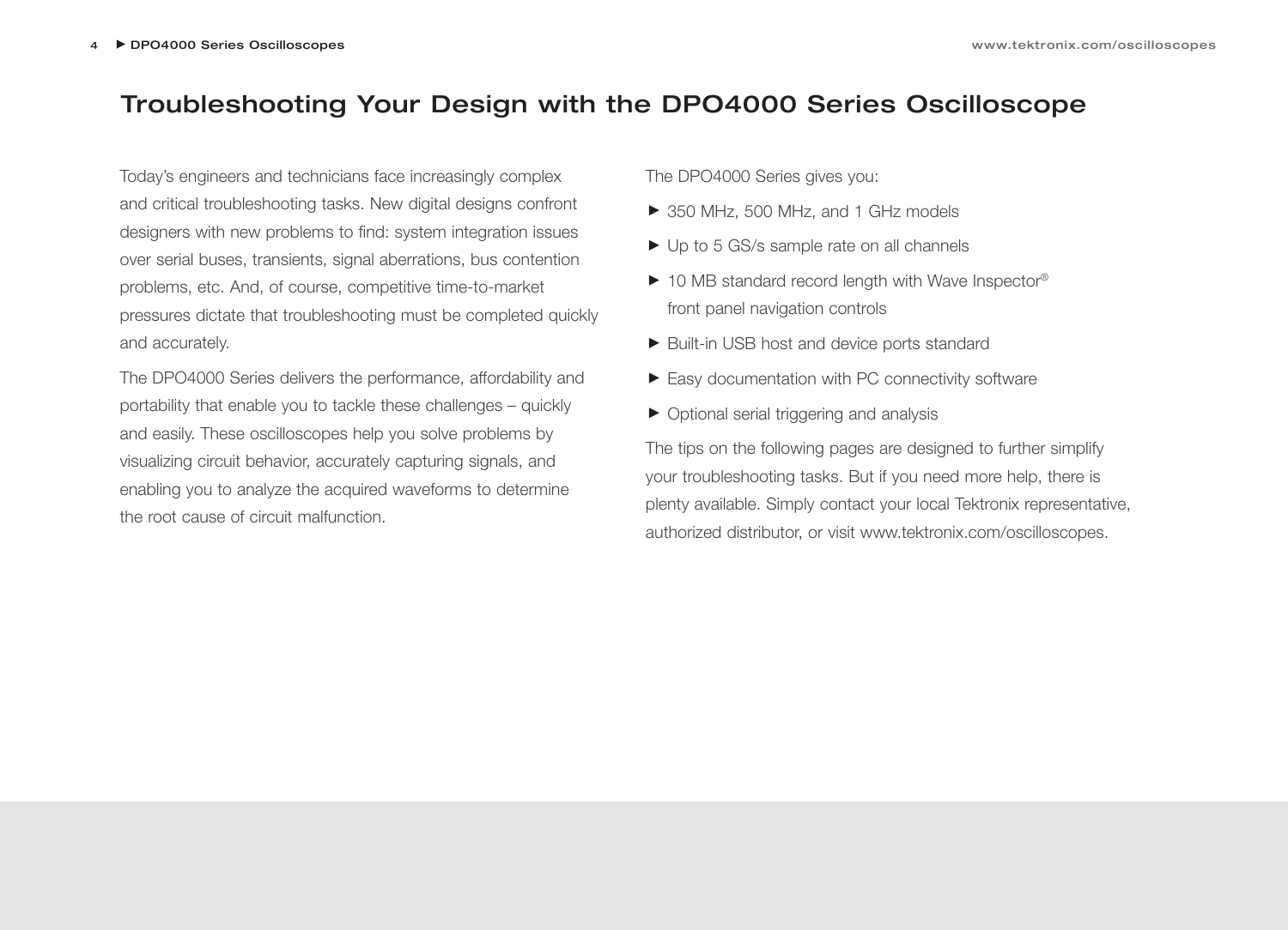# Troubleshooting Your Design with the DPO4000 Series Oscilloscope

Today's engineers and technicians face increasingly complex and critical troubleshooting tasks. New digital designs confront designers with new problems to find: system integration issues over serial buses, transients, signal aberrations, bus contention problems, etc. And, of course, competitive time-to-market pressures dictate that troubleshooting must be completed quickly and accurately.

The DPO4000 Series delivers the performance, affordability and portability that enable you to tackle these challenges – quickly and easily. These oscilloscopes help you solve problems by visualizing circuit behavior, accurately capturing signals, and enabling you to analyze the acquired waveforms to determine the root cause of circuit malfunction.

The DPO4000 Series gives you:

- 350 MHz, 500 MHz, and 1 GHz models
- Up to 5 GS/s sample rate on all channels
- 10 MB standard record length with Wave Inspector® front panel navigation controls
- Built-in USB host and device ports standard
- Easy documentation with PC connectivity software
- Optional serial triggering and analysis

The tips on the following pages are designed to further simplify your troubleshooting tasks. But if you need more help, there is plenty available. Simply contact your local Tektronix representative, authorized distributor, or visit www.tektronix.com/oscilloscopes.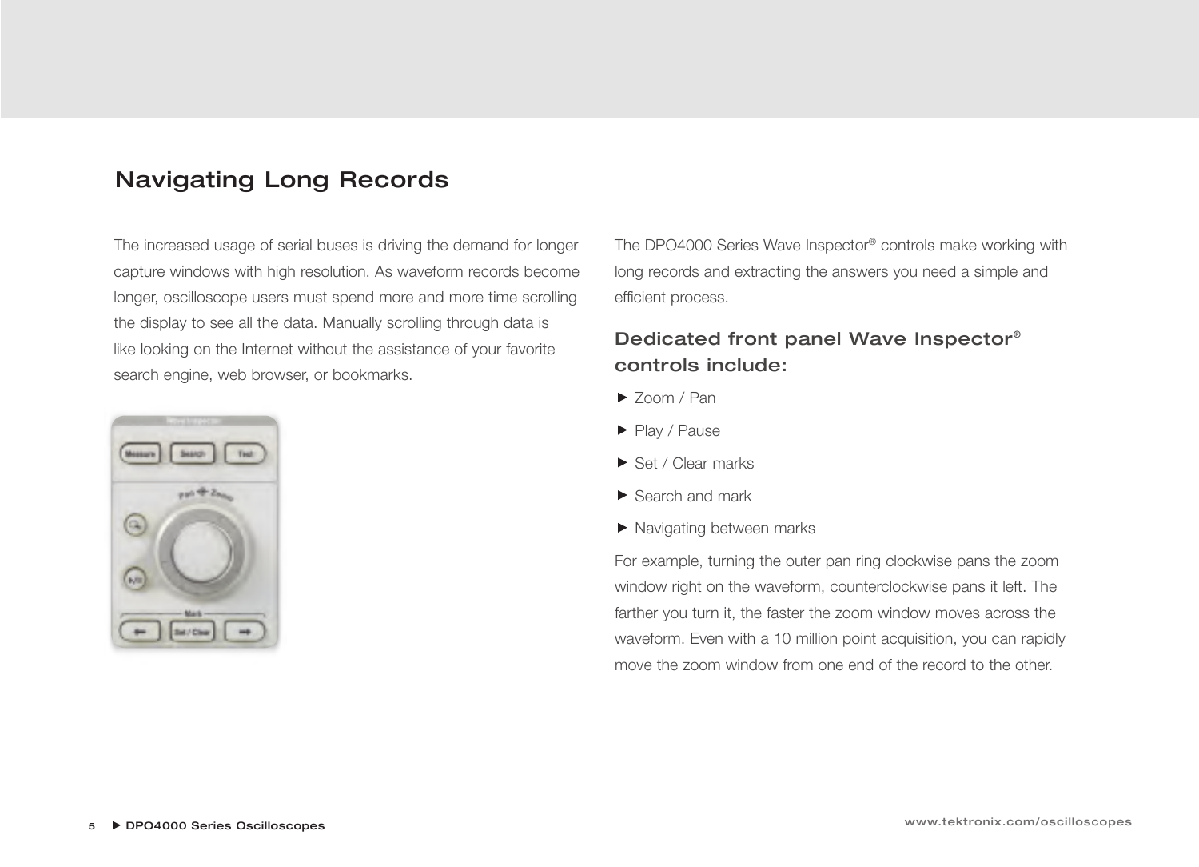## Navigating Long Records

The increased usage of serial buses is driving the demand for longer capture windows with high resolution. As waveform records become longer, oscilloscope users must spend more and more time scrolling the display to see all the data. Manually scrolling through data is like looking on the Internet without the assistance of your favorite search engine, web browser, or bookmarks.

The DPO4000 Series Wave Inspector® controls make working with long records and extracting the answers you need a simple and efficient process.

### Dedicated front panel Wave Inspector® controls include:

- Zoom / Pan
- Play / Pause
- Set / Clear marks
- Search and mark
- Navigating between marks

For example, turning the outer pan ring clockwise pans the zoom window right on the waveform, counterclockwise pans it left. The farther you turn it, the faster the zoom window moves across the waveform. Even with a 10 million point acquisition, you can rapidly move the zoom window from one end of the record to the other.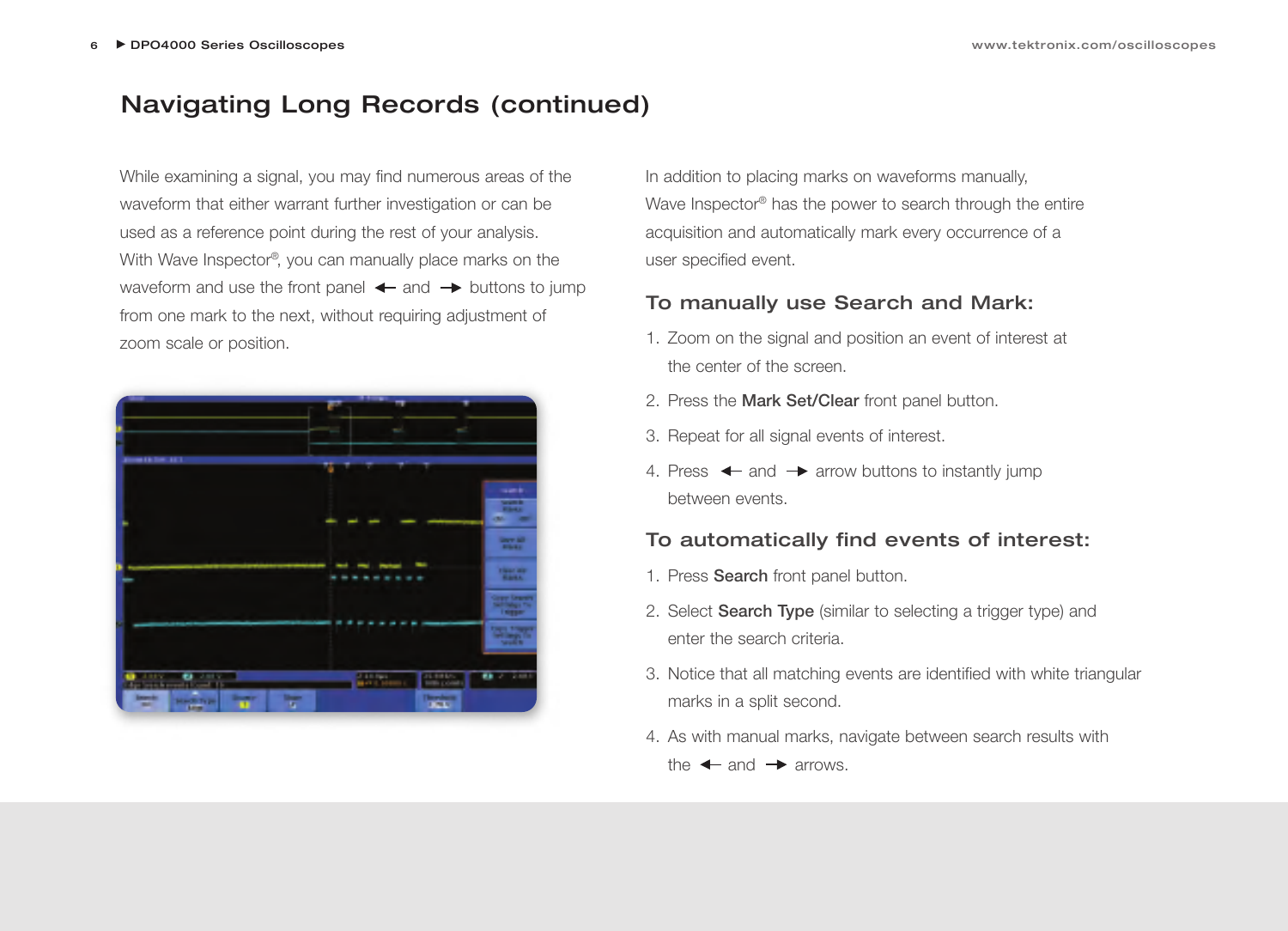# Navigating Long Records (continued)

While examining a signal, you may find numerous areas of the waveform that either warrant further investigation or can be used as a reference point during the rest of your analysis. With Wave Inspector®, you can manually place marks on the waveform and use the front panel ← and → buttons to jump from one mark to the next, without requiring adjustment of zoom scale or position.

In addition to placing marks on waveforms manually, Wave Inspector® has the power to search through the entire acquisition and automatically mark every occurrence of a user specified event.

## To manually use Search and Mark:

1. Zoom on the signal and position an event of interest at the center of the screen.
2. Press the **Mark Set/Clear** front panel button.
3. Repeat for all signal events of interest.
4. Press ← and → arrow buttons to instantly jump between events.

## To automatically find events of interest:

1. Press **Search** front panel button.
2. Select **Search Type** (similar to selecting a trigger type) and enter the search criteria.
3. Notice that all matching events are identified with white triangular marks in a split second.
4. As with manual marks, navigate between search results with the ← and → arrows.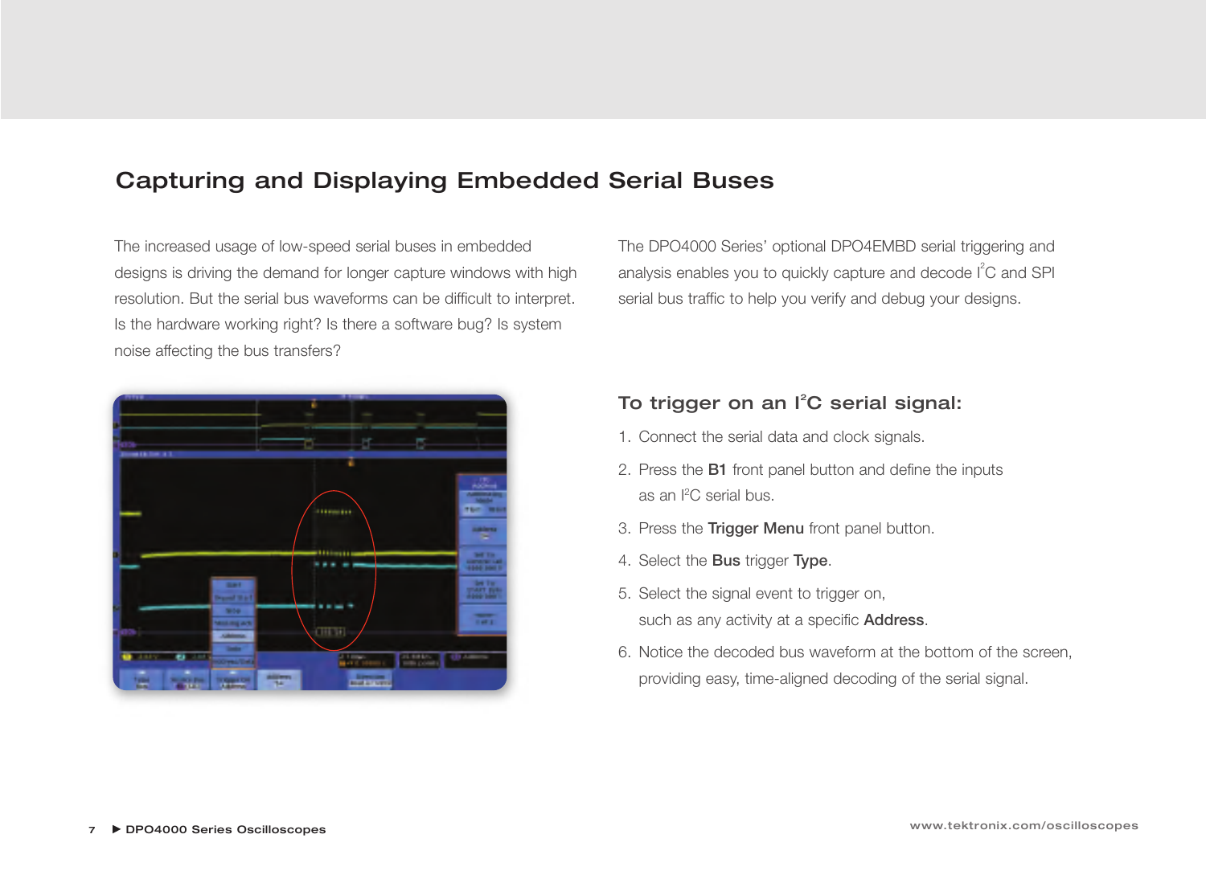## Capturing and Displaying Embedded Serial Buses

The increased usage of low-speed serial buses in embedded designs is driving the demand for longer capture windows with high resolution. But the serial bus waveforms can be difficult to interpret. Is the hardware working right? Is there a software bug? Is system noise affecting the bus transfers?

The DPO4000 Series' optional DPO4EMBD serial triggering and analysis enables you to quickly capture and decode $I^2C$ and SPI serial bus traffic to help you verify and debug your designs.

### To trigger on an $I^2C$ serial signal:

1. Connect the serial data and clock signals.
2. Press the **B1** front panel button and define the inputs as an $I^2C$ serial bus.
3. Press the **Trigger Menu** front panel button.
4. Select the **Bus** trigger **Type**.
5. Select the signal event to trigger on, such as any activity at a specific **Address**.
6. Notice the decoded bus waveform at the bottom of the screen, providing easy, time-aligned decoding of the serial signal.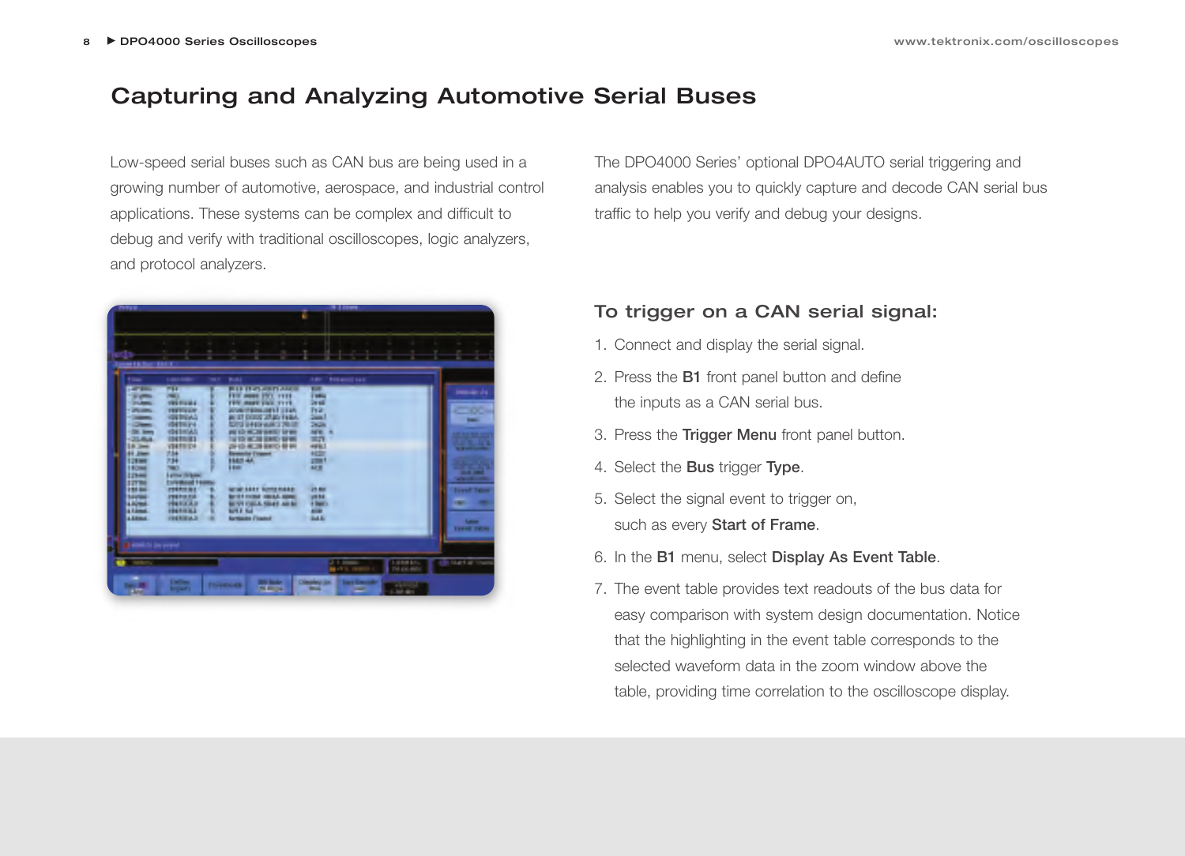# Capturing and Analyzing Automotive Serial Buses

Low-speed serial buses such as CAN bus are being used in a growing number of automotive, aerospace, and industrial control applications. These systems can be complex and difficult to debug and verify with traditional oscilloscopes, logic analyzers, and protocol analyzers.

The DPO4000 Series' optional DPO4AUTO serial triggering and analysis enables you to quickly capture and decode CAN serial bus traffic to help you verify and debug your designs.

## To trigger on a CAN serial signal:

1. Connect and display the serial signal.
2. Press the **B1** front panel button and define the inputs as a CAN serial bus.
3. Press the **Trigger Menu** front panel button.
4. Select the **Bus** trigger **Type**.
5. Select the signal event to trigger on, such as every **Start of Frame**.
6. In the **B1** menu, select **Display As Event Table**.
7. The event table provides text readouts of the bus data for easy comparison with system design documentation. Notice that the highlighting in the event table corresponds to the selected waveform data in the zoom window above the table, providing time correlation to the oscilloscope display.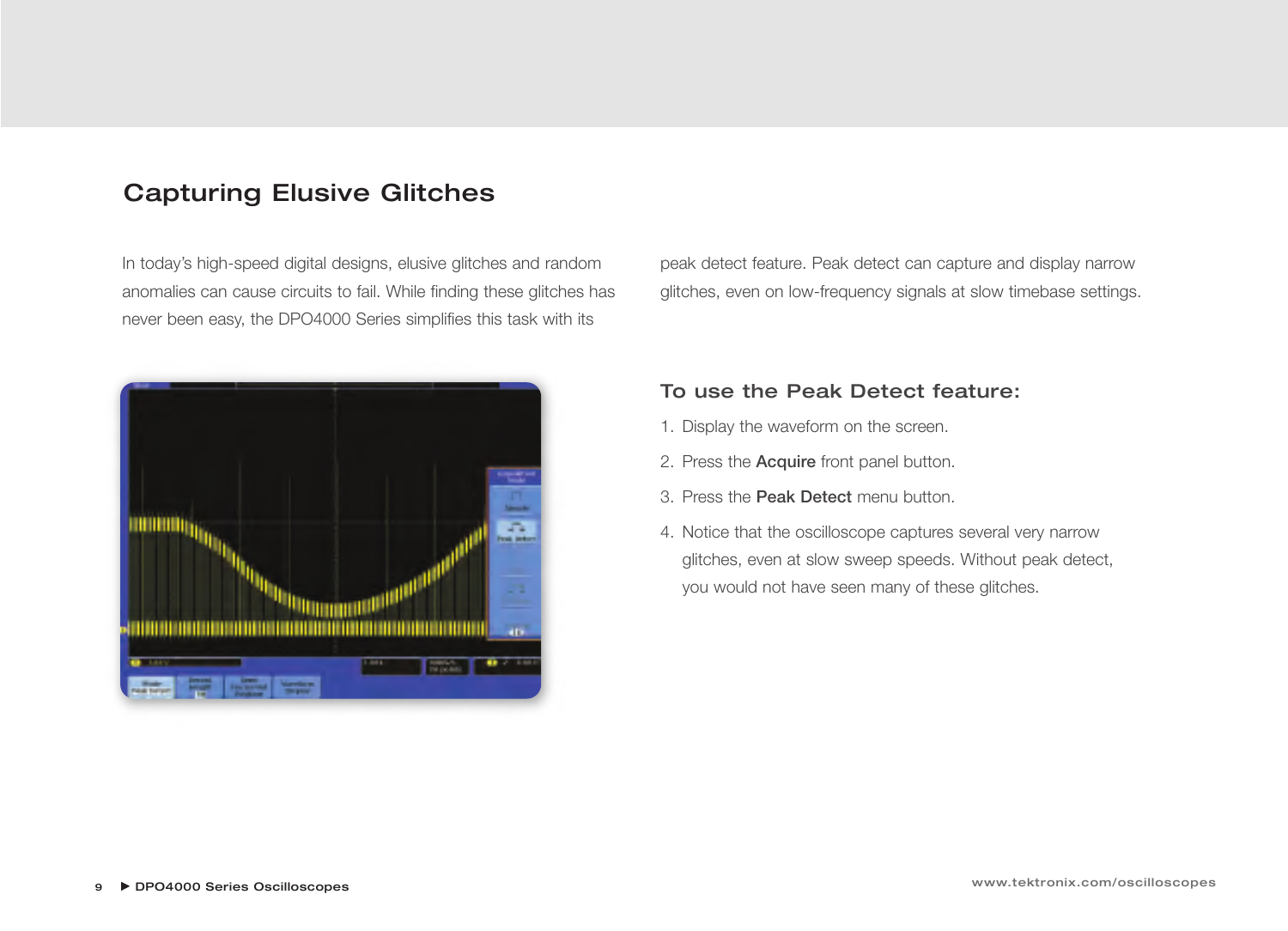## Capturing Elusive Glitches

In today's high-speed digital designs, elusive glitches and random anomalies can cause circuits to fail. While finding these glitches has never been easy, the DPO4000 Series simplifies this task with its peak detect feature. Peak detect can capture and display narrow glitches, even on low-frequency signals at slow timebase settings.

### To use the Peak Detect feature:

1. Display the waveform on the screen.
2. Press the **Acquire** front panel button.
3. Press the **Peak Detect** menu button.
4. Notice that the oscilloscope captures several very narrow glitches, even at slow sweep speeds. Without peak detect, you would not have seen many of these glitches.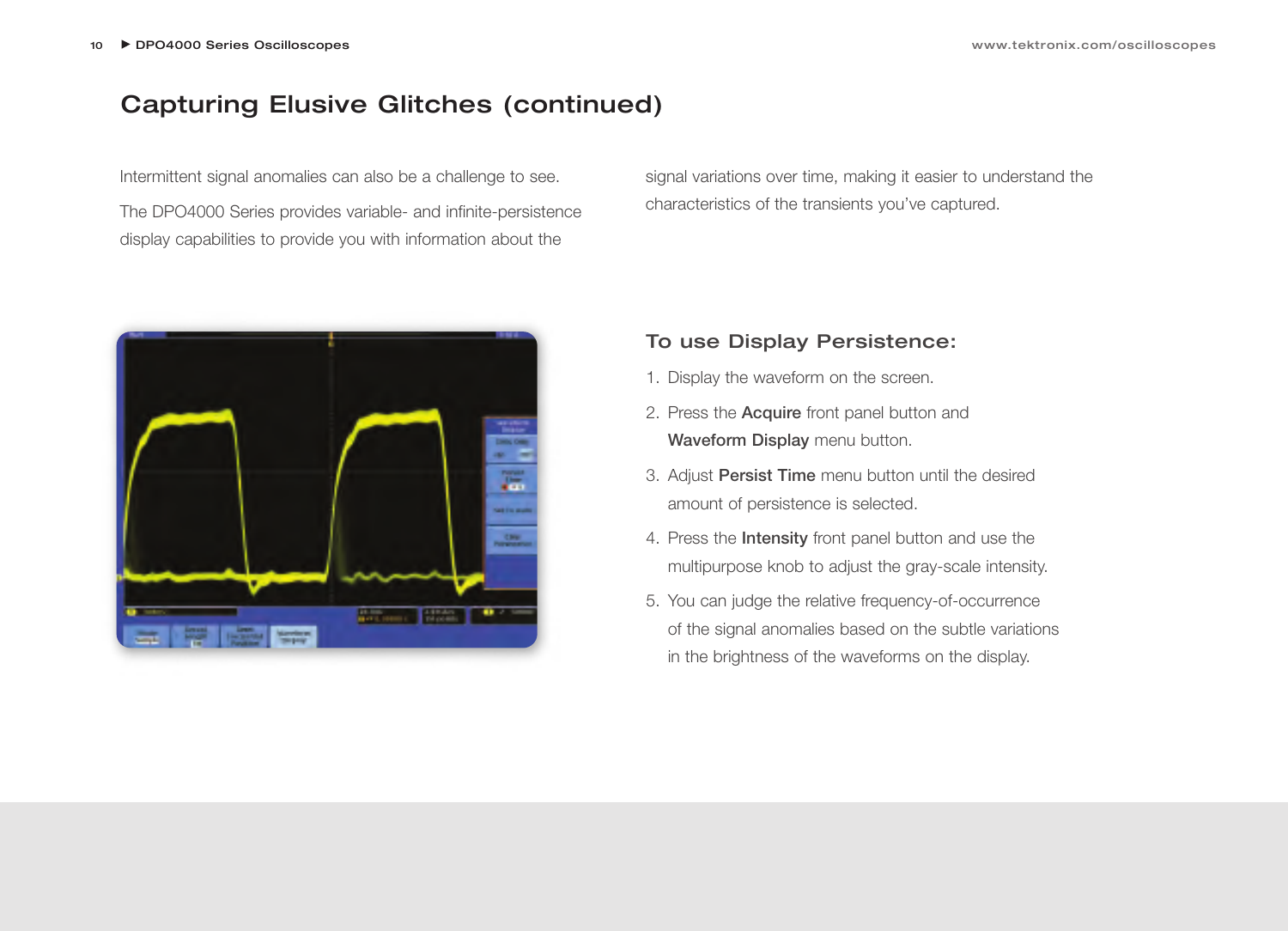## Capturing Elusive Glitches (continued)

Intermittent signal anomalies can also be a challenge to see.

The DPO4000 Series provides variable- and infinite-persistence display capabilities to provide you with information about the signal variations over time, making it easier to understand the characteristics of the transients you've captured.

### To use Display Persistence:

1. Display the waveform on the screen.
2. Press the **Acquire** front panel button and **Waveform Display** menu button.
3. Adjust **Persist Time** menu button until the desired amount of persistence is selected.
4. Press the **Intensity** front panel button and use the multipurpose knob to adjust the gray-scale intensity.
5. You can judge the relative frequency-of-occurrence of the signal anomalies based on the subtle variations in the brightness of the waveforms on the display.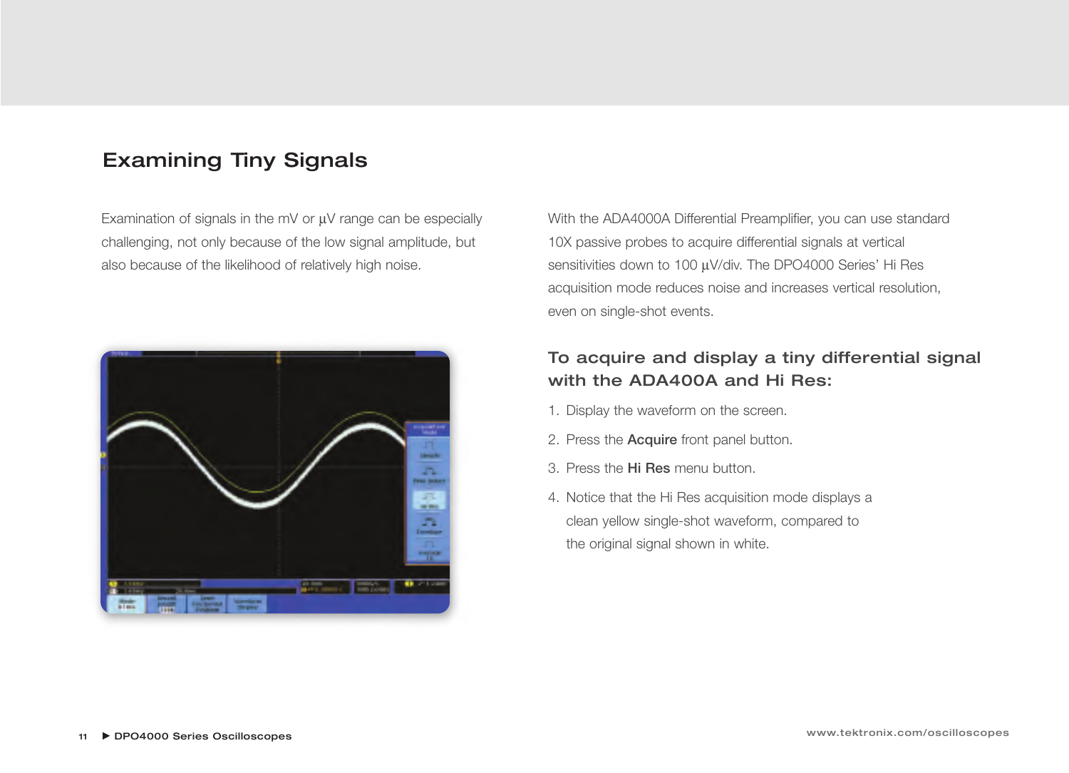## Examining Tiny Signals

Examination of signals in the mV or µV range can be especially challenging, not only because of the low signal amplitude, but also because of the likelihood of relatively high noise.

With the ADA4000A Differential Preamplifier, you can use standard 10X passive probes to acquire differential signals at vertical sensitivities down to 100 µV/div. The DPO4000 Series' Hi Res acquisition mode reduces noise and increases vertical resolution, even on single-shot events.

### To acquire and display a tiny differential signal with the ADA400A and Hi Res:

1. Display the waveform on the screen.
2. Press the **Acquire** front panel button.
3. Press the **Hi Res** menu button.
4. Notice that the Hi Res acquisition mode displays a clean yellow single-shot waveform, compared to the original signal shown in white.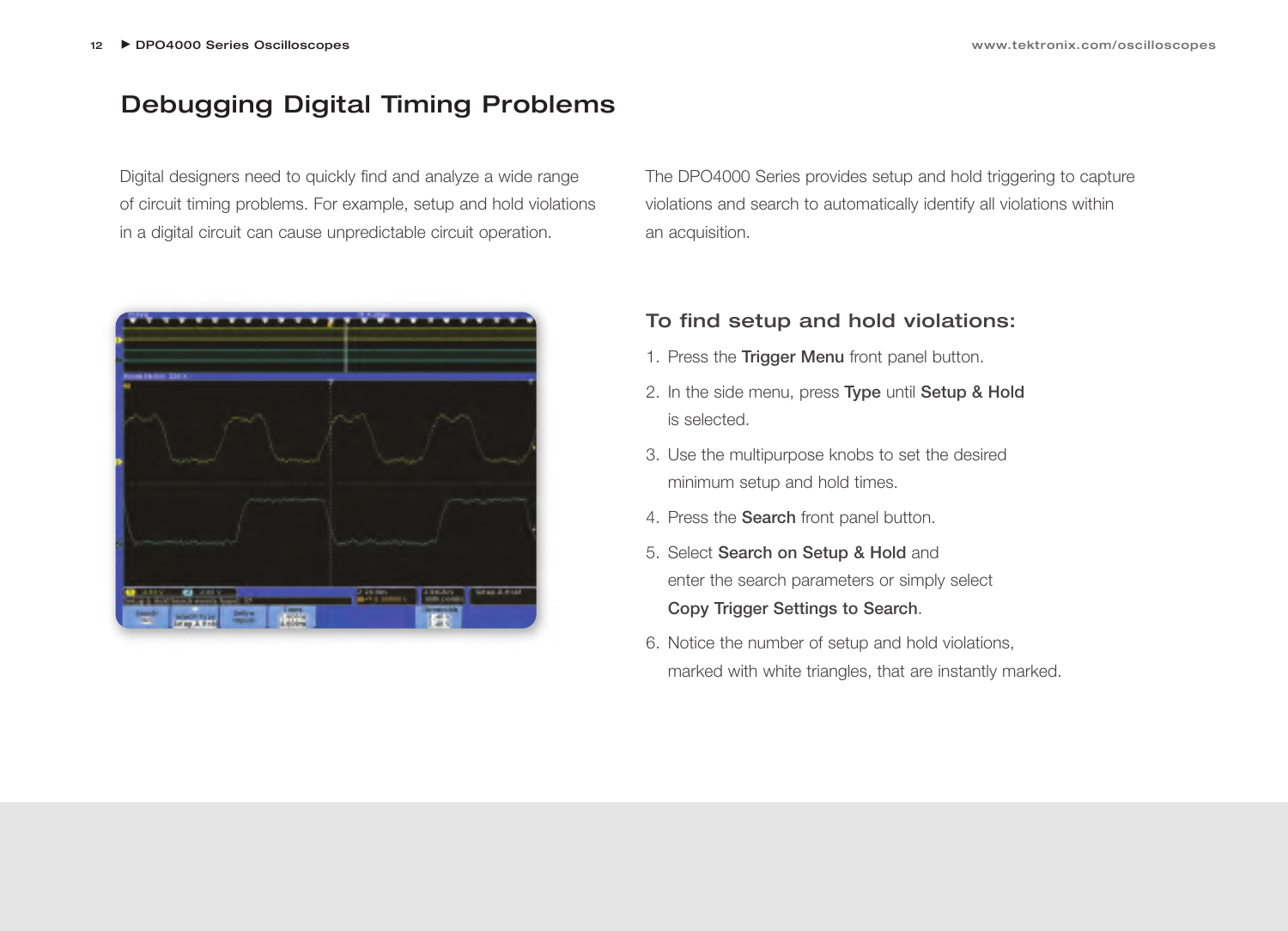# Debugging Digital Timing Problems

Digital designers need to quickly find and analyze a wide range of circuit timing problems. For example, setup and hold violations in a digital circuit can cause unpredictable circuit operation.

The DPO4000 Series provides setup and hold triggering to capture violations and search to automatically identify all violations within an acquisition.

### To find setup and hold violations:

1. Press the **Trigger Menu** front panel button.
2. In the side menu, press **Type** until **Setup & Hold** is selected.
3. Use the multipurpose knobs to set the desired minimum setup and hold times.
4. Press the **Search** front panel button.
5. Select **Search on Setup & Hold** and enter the search parameters or simply select **Copy Trigger Settings to Search**.
6. Notice the number of setup and hold violations, marked with white triangles, that are instantly marked.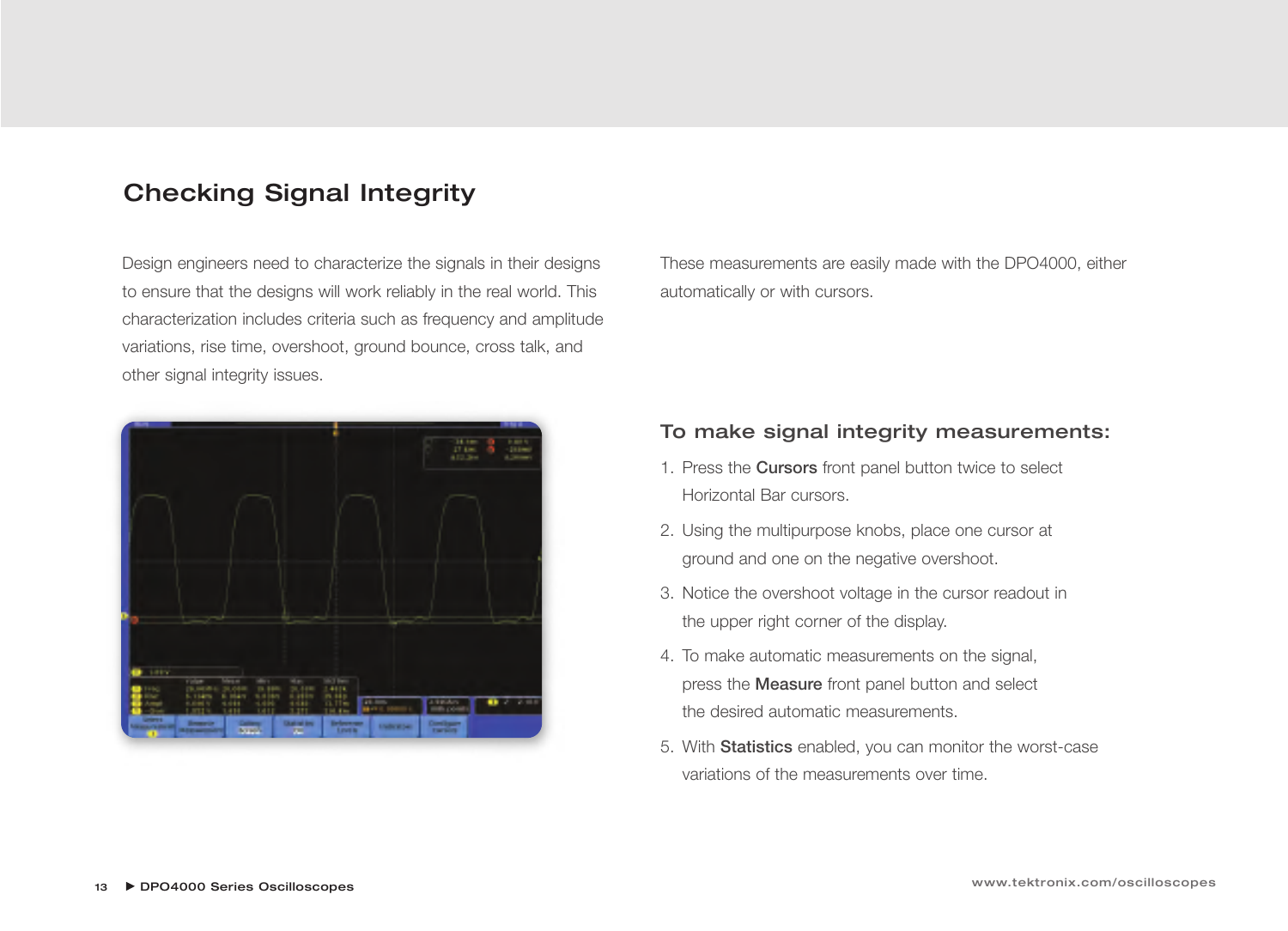## Checking Signal Integrity

Design engineers need to characterize the signals in their designs to ensure that the designs will work reliably in the real world. This characterization includes criteria such as frequency and amplitude variations, rise time, overshoot, ground bounce, cross talk, and other signal integrity issues.

These measurements are easily made with the DPO4000, either automatically or with cursors.

### To make signal integrity measurements:

1. Press the **Cursors** front panel button twice to select Horizontal Bar cursors.
2. Using the multipurpose knobs, place one cursor at ground and one on the negative overshoot.
3. Notice the overshoot voltage in the cursor readout in the upper right corner of the display.
4. To make automatic measurements on the signal, press the **Measure** front panel button and select the desired automatic measurements.
5. With **Statistics** enabled, you can monitor the worst-case variations of the measurements over time.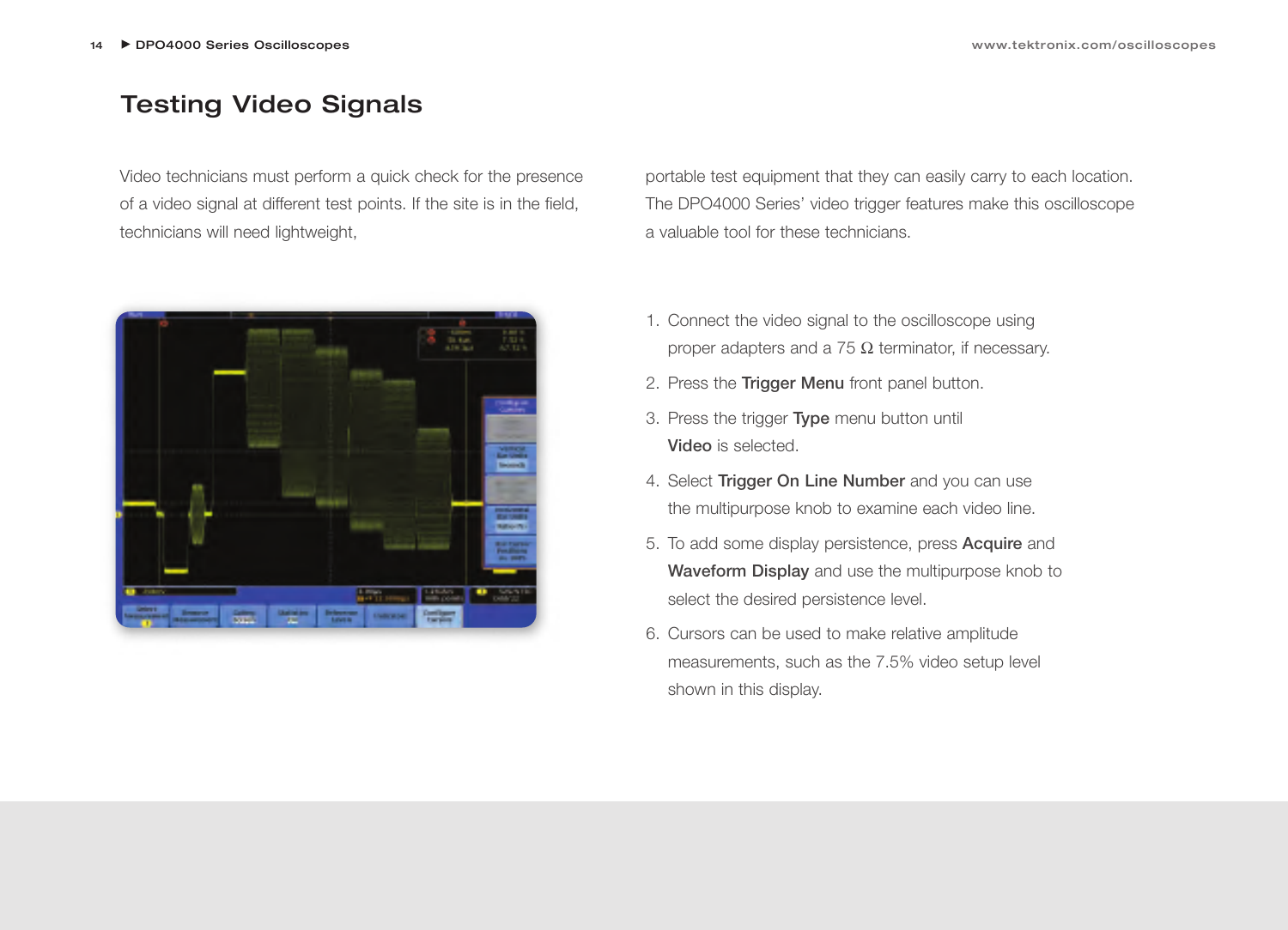# Testing Video Signals

Video technicians must perform a quick check for the presence of a video signal at different test points. If the site is in the field, technicians will need lightweight, portable test equipment that they can easily carry to each location. The DPO4000 Series' video trigger features make this oscilloscope a valuable tool for these technicians.

1. Connect the video signal to the oscilloscope using proper adapters and a 75 Ω terminator, if necessary.
2. Press the **Trigger Menu** front panel button.
3. Press the trigger **Type** menu button until **Video** is selected.
4. Select **Trigger On Line Number** and you can use the multipurpose knob to examine each video line.
5. To add some display persistence, press **Acquire** and **Waveform Display** and use the multipurpose knob to select the desired persistence level.
6. Cursors can be used to make relative amplitude measurements, such as the 7.5% video setup level shown in this display.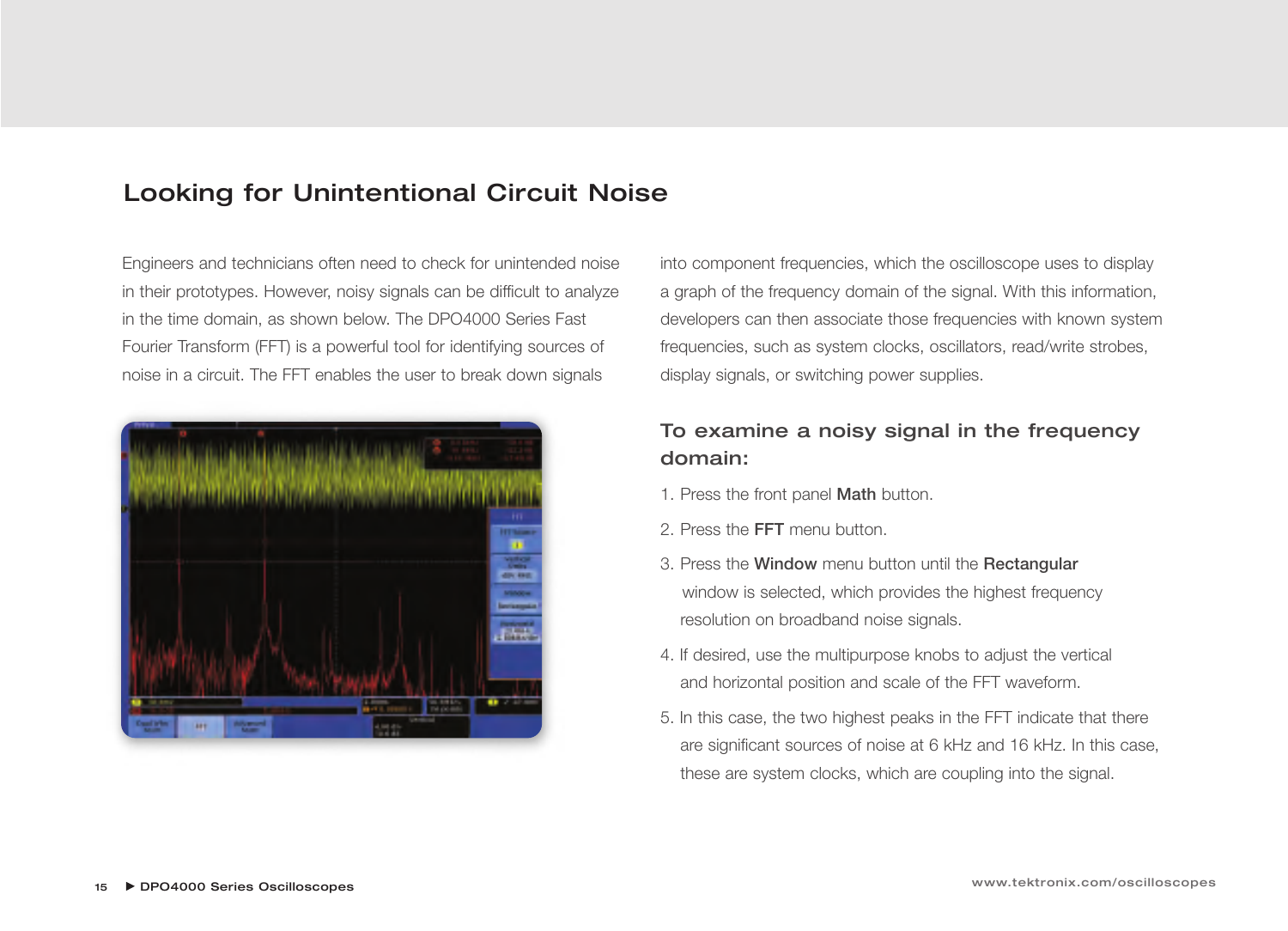## Looking for Unintentional Circuit Noise

Engineers and technicians often need to check for unintended noise in their prototypes. However, noisy signals can be difficult to analyze in the time domain, as shown below. The DPO4000 Series Fast Fourier Transform (FFT) is a powerful tool for identifying sources of noise in a circuit. The FFT enables the user to break down signals into component frequencies, which the oscilloscope uses to display a graph of the frequency domain of the signal. With this information, developers can then associate those frequencies with known system frequencies, such as system clocks, oscillators, read/write strobes, display signals, or switching power supplies.

### To examine a noisy signal in the frequency domain:

1. Press the front panel **Math** button.
2. Press the **FFT** menu button.
3. Press the **Window** menu button until the **Rectangular** window is selected, which provides the highest frequency resolution on broadband noise signals.
4. If desired, use the multipurpose knobs to adjust the vertical and horizontal position and scale of the FFT waveform.
5. In this case, the two highest peaks in the FFT indicate that there are significant sources of noise at 6 kHz and 16 kHz. In this case, these are system clocks, which are coupling into the signal.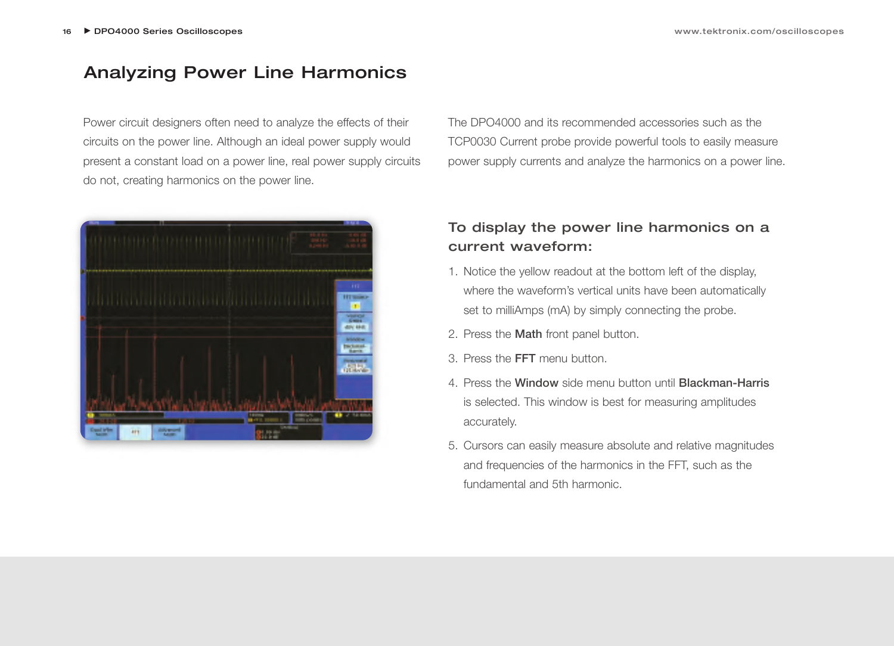# Analyzing Power Line Harmonics

Power circuit designers often need to analyze the effects of their circuits on the power line. Although an ideal power supply would present a constant load on a power line, real power supply circuits do not, creating harmonics on the power line.

The DPO4000 and its recommended accessories such as the TCP0030 Current probe provide powerful tools to easily measure power supply currents and analyze the harmonics on a power line.

## To display the power line harmonics on a current waveform:

1. Notice the yellow readout at the bottom left of the display, where the waveform's vertical units have been automatically set to milliAmps (mA) by simply connecting the probe.
2. Press the **Math** front panel button.
3. Press the **FFT** menu button.
4. Press the **Window** side menu button until **Blackman-Harris** is selected. This window is best for measuring amplitudes accurately.
5. Cursors can easily measure absolute and relative magnitudes and frequencies of the harmonics in the FFT, such as the fundamental and 5th harmonic.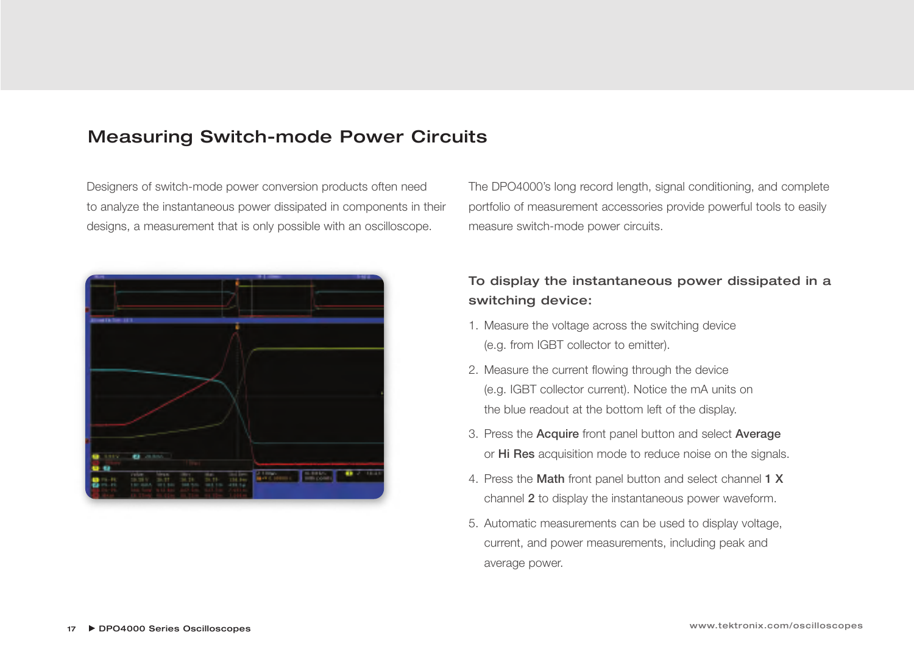## Measuring Switch-mode Power Circuits

Designers of switch-mode power conversion products often need to analyze the instantaneous power dissipated in components in their designs, a measurement that is only possible with an oscilloscope.

The DPO4000's long record length, signal conditioning, and complete portfolio of measurement accessories provide powerful tools to easily measure switch-mode power circuits.

### To display the instantaneous power dissipated in a switching device:

1. Measure the voltage across the switching device (e.g. from IGBT collector to emitter).
2. Measure the current flowing through the device (e.g. IGBT collector current). Notice the mA units on the blue readout at the bottom left of the display.
3. Press the **Acquire** front panel button and select **Average** or **Hi Res** acquisition mode to reduce noise on the signals.
4. Press the **Math** front panel button and select channel **1 X** channel **2** to display the instantaneous power waveform.
5. Automatic measurements can be used to display voltage, current, and power measurements, including peak and average power.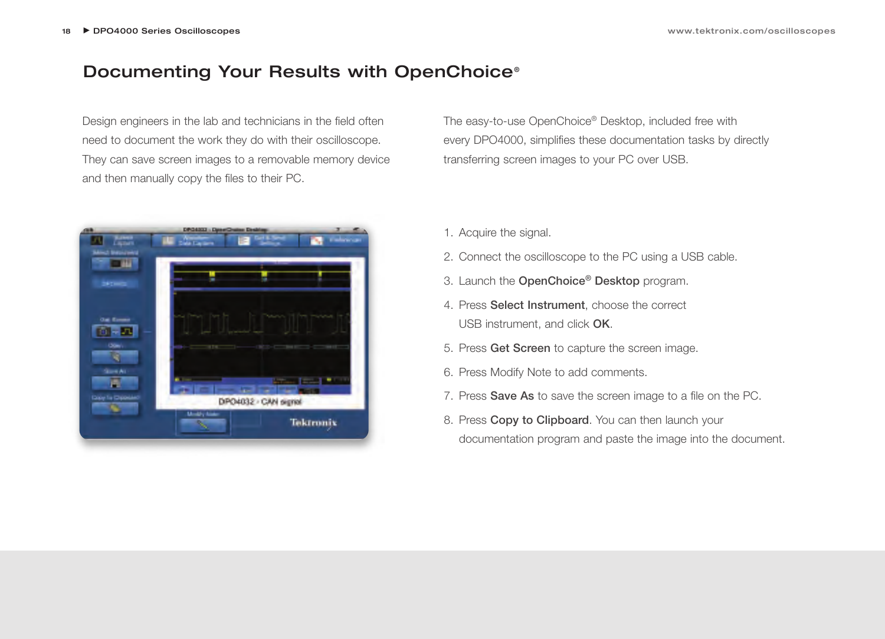# Documenting Your Results with OpenChoice®

Design engineers in the lab and technicians in the field often need to document the work they do with their oscilloscope. They can save screen images to a removable memory device and then manually copy the files to their PC.

The easy-to-use OpenChoice® Desktop, included free with every DPO4000, simplifies these documentation tasks by directly transferring screen images to your PC over USB.

1. Acquire the signal.
2. Connect the oscilloscope to the PC using a USB cable.
3. Launch the **OpenChoice® Desktop** program.
4. Press **Select Instrument**, choose the correct USB instrument, and click **OK**.
5. Press **Get Screen** to capture the screen image.
6. Press Modify Note to add comments.
7. Press **Save As** to save the screen image to a file on the PC.
8. Press **Copy to Clipboard**. You can then launch your documentation program and paste the image into the document.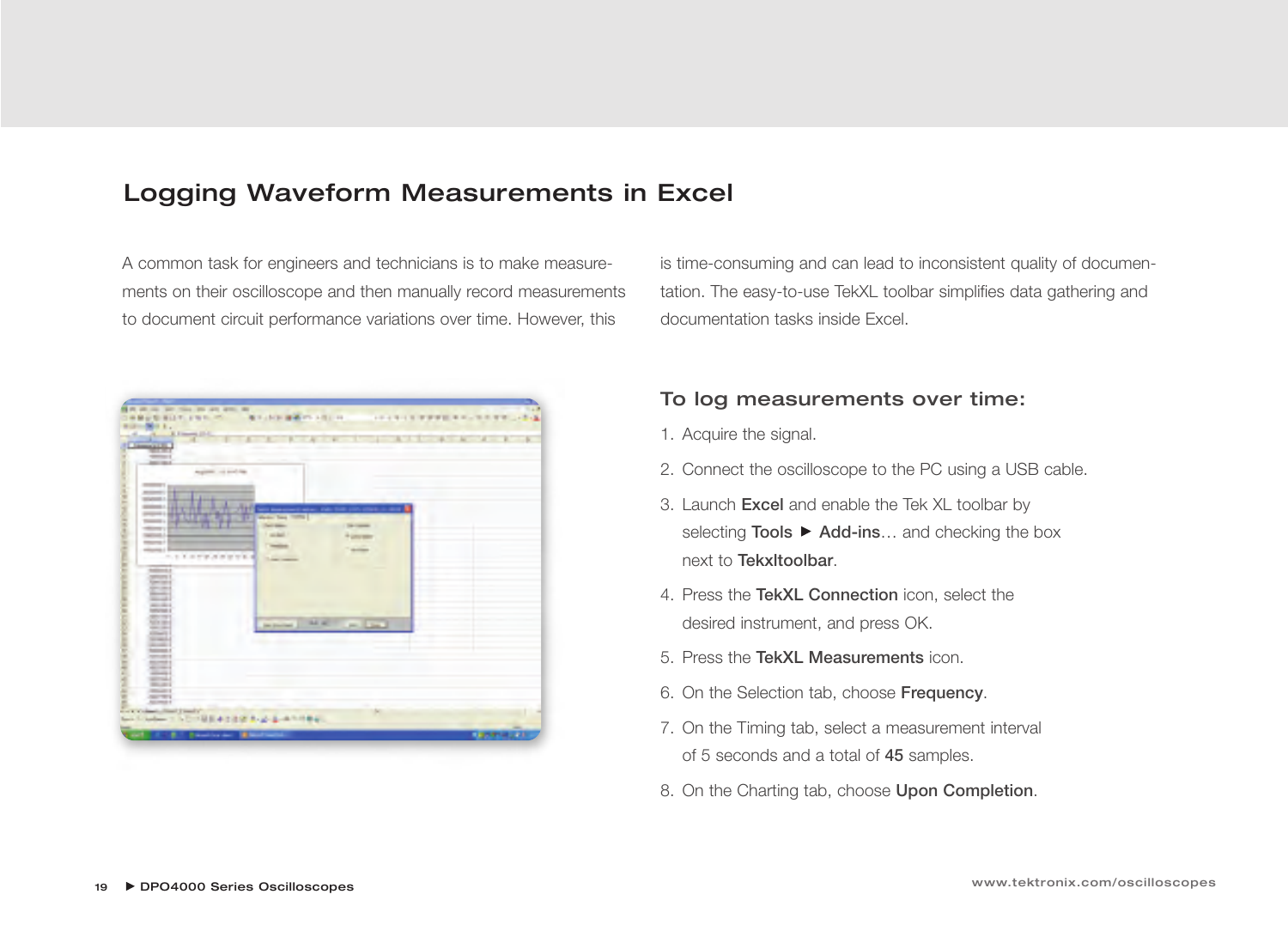## Logging Waveform Measurements in Excel

A common task for engineers and technicians is to make measurements on their oscilloscope and then manually record measurements to document circuit performance variations over time. However, this is time-consuming and can lead to inconsistent quality of documentation. The easy-to-use TekXL toolbar simplifies data gathering and documentation tasks inside Excel.

### To log measurements over time:

1. Acquire the signal.
2. Connect the oscilloscope to the PC using a USB cable.
3. Launch **Excel** and enable the Tek XL toolbar by selecting **Tools** ▶ **Add-ins**… and checking the box next to **Tekxltoolbar**.
4. Press the **TekXL Connection** icon, select the desired instrument, and press OK.
5. Press the **TekXL Measurements** icon.
6. On the Selection tab, choose **Frequency**.
7. On the Timing tab, select a measurement interval of 5 seconds and a total of **45** samples.
8. On the Charting tab, choose **Upon Completion**.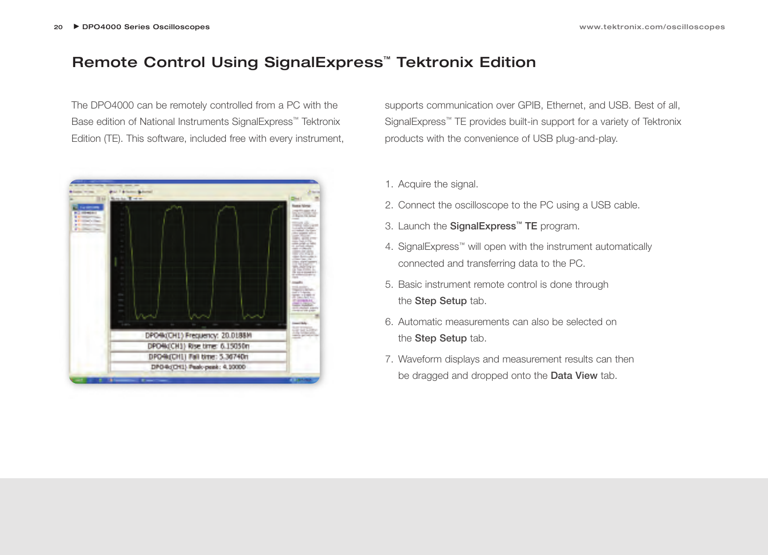# Remote Control Using SignalExpress™ Tektronix Edition

The DPO4000 can be remotely controlled from a PC with the Base edition of National Instruments SignalExpress™ Tektronix Edition (TE). This software, included free with every instrument, supports communication over GPIB, Ethernet, and USB. Best of all, SignalExpress™ TE provides built-in support for a variety of Tektronix products with the convenience of USB plug-and-play.

1. Acquire the signal.
2. Connect the oscilloscope to the PC using a USB cable.
3. Launch the **SignalExpress™ TE** program.
4. SignalExpress™ will open with the instrument automatically connected and transferring data to the PC.
5. Basic instrument remote control is done through the **Step Setup** tab.
6. Automatic measurements can also be selected on the **Step Setup** tab.
7. Waveform displays and measurement results can then be dragged and dropped onto the **Data View** tab.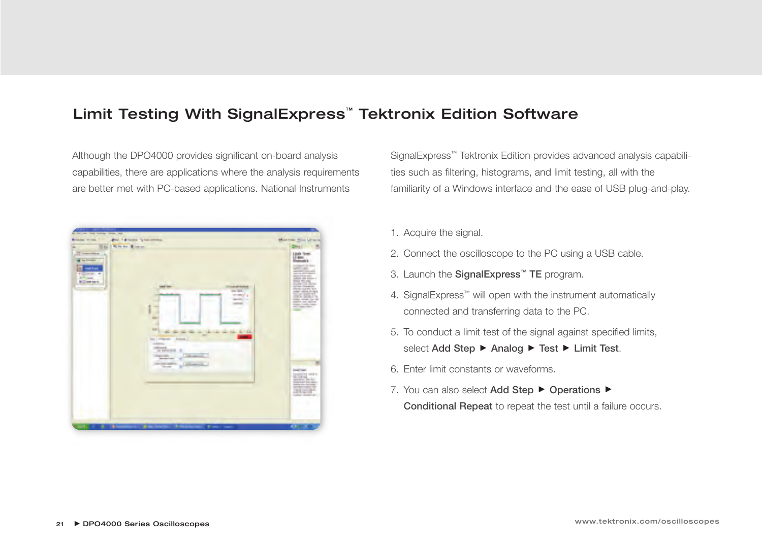## Limit Testing With SignalExpress™ Tektronix Edition Software

Although the DPO4000 provides significant on-board analysis capabilities, there are applications where the analysis requirements are better met with PC-based applications. National Instruments SignalExpress™ Tektronix Edition provides advanced analysis capabilities such as filtering, histograms, and limit testing, all with the familiarity of a Windows interface and the ease of USB plug-and-play.

1. Acquire the signal.
2. Connect the oscilloscope to the PC using a USB cable.
3. Launch the **SignalExpress™ TE** program.
4. SignalExpress™ will open with the instrument automatically connected and transferring data to the PC.
5. To conduct a limit test of the signal against specified limits, select **Add Step** ► **Analog** ► **Test** ► **Limit Test**.
6. Enter limit constants or waveforms.
7. You can also select **Add Step** ► **Operations** ► **Conditional Repeat** to repeat the test until a failure occurs.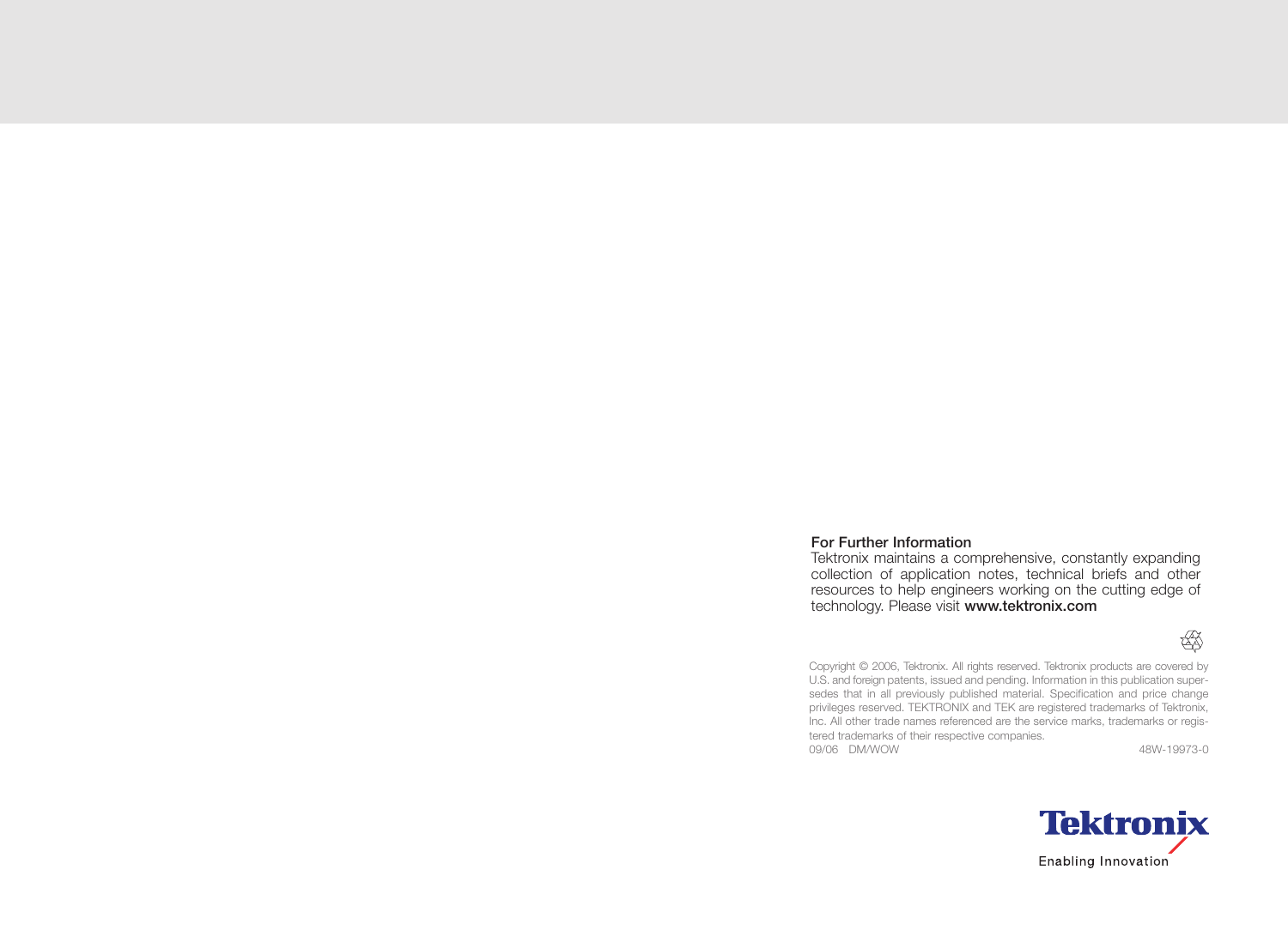**For Further Information**

Tektronix maintains a comprehensive, constantly expanding collection of application notes, technical briefs and other resources to help engineers working on the cutting edge of technology. Please visit **www.tektronix.com**

Copyright © 2006, Tektronix. All rights reserved. Tektronix products are covered by U.S. and foreign patents, issued and pending. Information in this publication supersedes that in all previously published material. Specification and price change privileges reserved. TEKTRONIX and TEK are registered trademarks of Tektronix, Inc. All other trade names referenced are the service marks, trademarks or registered trademarks of their respective companies.

09/06 DM/WOW 48W-19973-0

Tektronix

Enabling Innovation